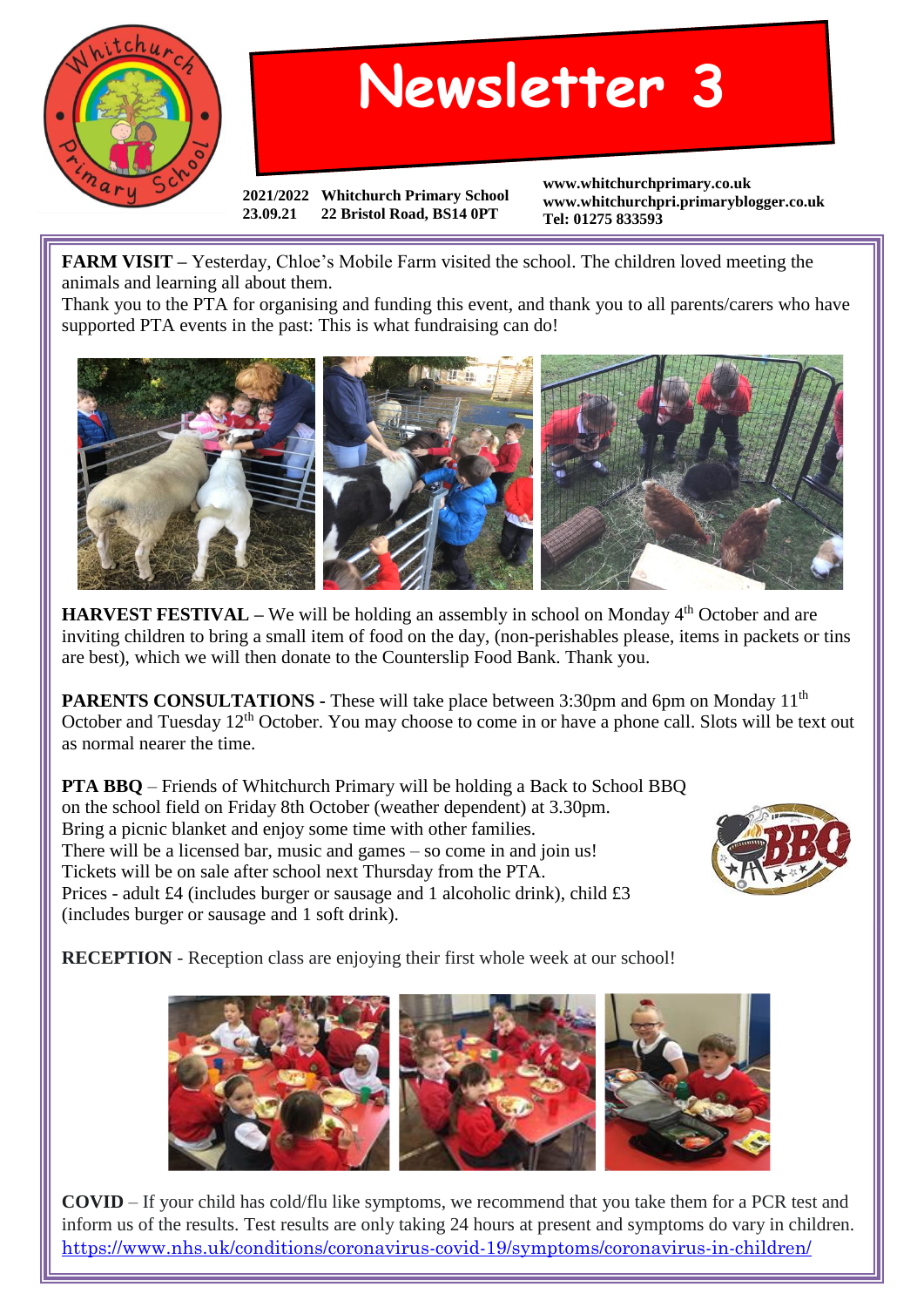# Newsletter 3

2021/2022 Whitchurch Primary School
23.09.21 22 Bristol Road, BS14 0PT

www.whitchurchprimary.co.uk
www.whitchurchpri.primaryblogger.co.uk
Tel: 01275 833593

**FARM VISIT** – Yesterday, Chloe's Mobile Farm visited the school. The children loved meeting the animals and learning all about them.
Thank you to the PTA for organising and funding this event, and thank you to all parents/carers who have supported PTA events in the past: This is what fundraising can do!

**HARVEST FESTIVAL** – We will be holding an assembly in school on Monday 4th October and are inviting children to bring a small item of food on the day, (non-perishables please, items in packets or tins are best), which we will then donate to the Counterslip Food Bank. Thank you.

**PARENTS CONSULTATIONS** - These will take place between 3:30pm and 6pm on Monday 11th October and Tuesday 12th October. You may choose to come in or have a phone call. Slots will be text out as normal nearer the time.

**PTA BBQ** – Friends of Whitchurch Primary will be holding a Back to School BBQ on the school field on Friday 8th October (weather dependent) at 3.30pm.
Bring a picnic blanket and enjoy some time with other families.
There will be a licensed bar, music and games – so come in and join us!
Tickets will be on sale after school next Thursday from the PTA.
Prices - adult £4 (includes burger or sausage and 1 alcoholic drink), child £3 (includes burger or sausage and 1 soft drink).

**RECEPTION** - Reception class are enjoying their first whole week at our school!

**COVID** – If your child has cold/flu like symptoms, we recommend that you take them for a PCR test and inform us of the results. Test results are only taking 24 hours at present and symptoms do vary in children.
https://www.nhs.uk/conditions/coronavirus-covid-19/symptoms/coronavirus-in-children/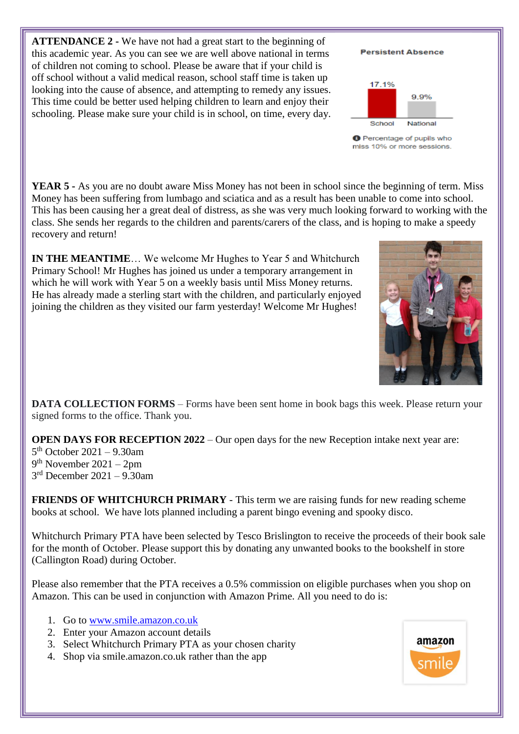**ATTENDANCE 2 -** We have not had a great start to the beginning of this academic year. As you can see we are well above national in terms of children not coming to school. Please be aware that if your child is off school without a valid medical reason, school staff time is taken up looking into the cause of absence, and attempting to remedy any issues. This time could be better used helping children to learn and enjoy their schooling. Please make sure your child is in school, on time, every day.

Persistent Absence

| School | National |
| --- | --- |
| 17.1% | 9.9% |

Percentage of pupils who miss 10% or more sessions.

**YEAR 5 -** As you are no doubt aware Miss Money has not been in school since the beginning of term. Miss Money has been suffering from lumbago and sciatica and as a result has been unable to come into school. This has been causing her a great deal of distress, as she was very much looking forward to working with the class. She sends her regards to the children and parents/carers of the class, and is hoping to make a speedy recovery and return!

**IN THE MEANTIME**… We welcome Mr Hughes to Year 5 and Whitchurch Primary School! Mr Hughes has joined us under a temporary arrangement in which he will work with Year 5 on a weekly basis until Miss Money returns. He has already made a sterling start with the children, and particularly enjoyed joining the children as they visited our farm yesterday! Welcome Mr Hughes!

**DATA COLLECTION FORMS** – Forms have been sent home in book bags this week. Please return your signed forms to the office. Thank you.

**OPEN DAYS FOR RECEPTION 2022** – Our open days for the new Reception intake next year are:
5th October 2021 – 9.30am
9th November 2021 – 2pm
3rd December 2021 – 9.30am

**FRIENDS OF WHITCHURCH PRIMARY** - This term we are raising funds for new reading scheme books at school. We have lots planned including a parent bingo evening and spooky disco.

Whitchurch Primary PTA have been selected by Tesco Brislington to receive the proceeds of their book sale for the month of October. Please support this by donating any unwanted books to the bookshelf in store (Callington Road) during October.

Please also remember that the PTA receives a 0.5% commission on eligible purchases when you shop on Amazon. This can be used in conjunction with Amazon Prime. All you need to do is:

1. Go to www.smile.amazon.co.uk
2. Enter your Amazon account details
3. Select Whitchurch Primary PTA as your chosen charity
4. Shop via smile.amazon.co.uk rather than the app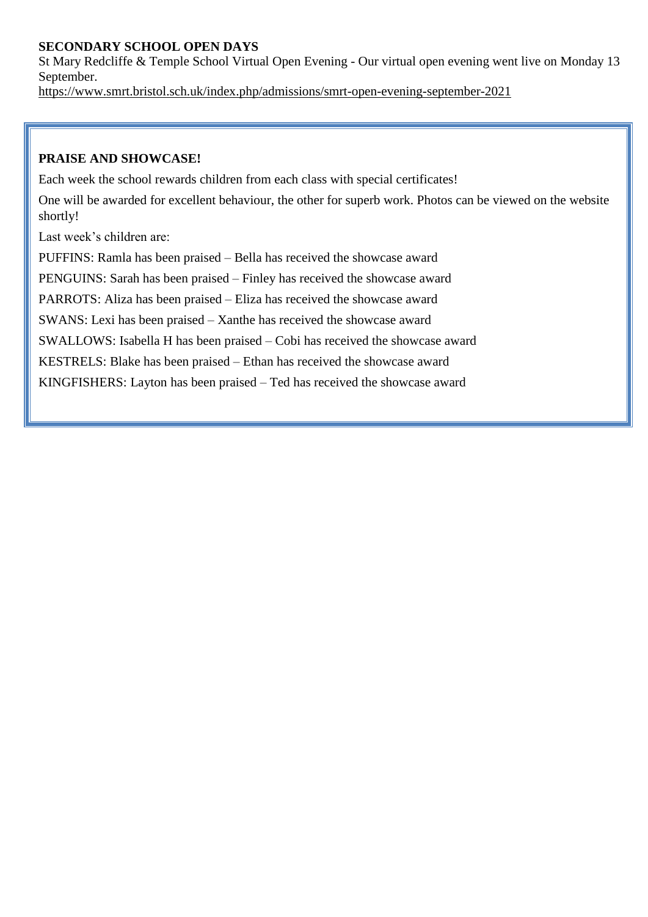**SECONDARY SCHOOL OPEN DAYS**

St Mary Redcliffe & Temple School Virtual Open Evening - Our virtual open evening went live on Monday 13 September.

https://www.smrt.bristol.sch.uk/index.php/admissions/smrt-open-evening-september-2021

**PRAISE AND SHOWCASE!**

Each week the school rewards children from each class with special certificates!

One will be awarded for excellent behaviour, the other for superb work. Photos can be viewed on the website shortly!

Last week's children are:

PUFFINS: Ramla has been praised – Bella has received the showcase award

PENGUINS: Sarah has been praised – Finley has received the showcase award

PARROTS: Aliza has been praised – Eliza has received the showcase award

SWANS: Lexi has been praised – Xanthe has received the showcase award

SWALLOWS: Isabella H has been praised – Cobi has received the showcase award

KESTRELS: Blake has been praised – Ethan has received the showcase award

KINGFISHERS: Layton has been praised – Ted has received the showcase award